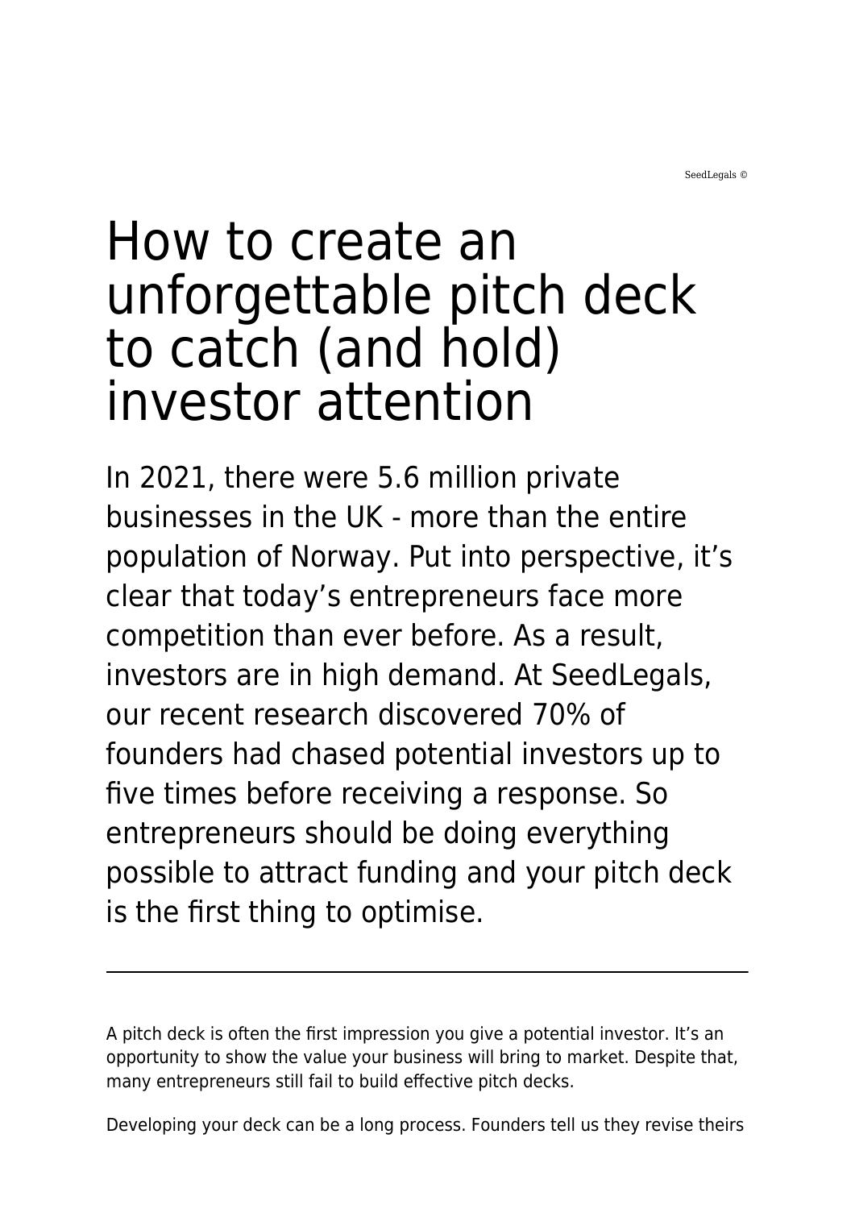SeedLegals ©

# How to create an unforgettable pitch deck to catch (and hold) investor attention

In 2021, there were 5.6 million private businesses in the UK - more than the entire population of Norway. Put into perspective, it's clear that today's entrepreneurs face more competition than ever before. As a result, investors are in high demand. At SeedLegals, our recent research discovered 70% of founders had chased potential investors up to five times before receiving a response. So entrepreneurs should be doing everything possible to attract funding and your pitch deck is the first thing to optimise.

---

A pitch deck is often the first impression you give a potential investor. It's an opportunity to show the value your business will bring to market. Despite that, many entrepreneurs still fail to build effective pitch decks.

Developing your deck can be a long process. Founders tell us they revise theirs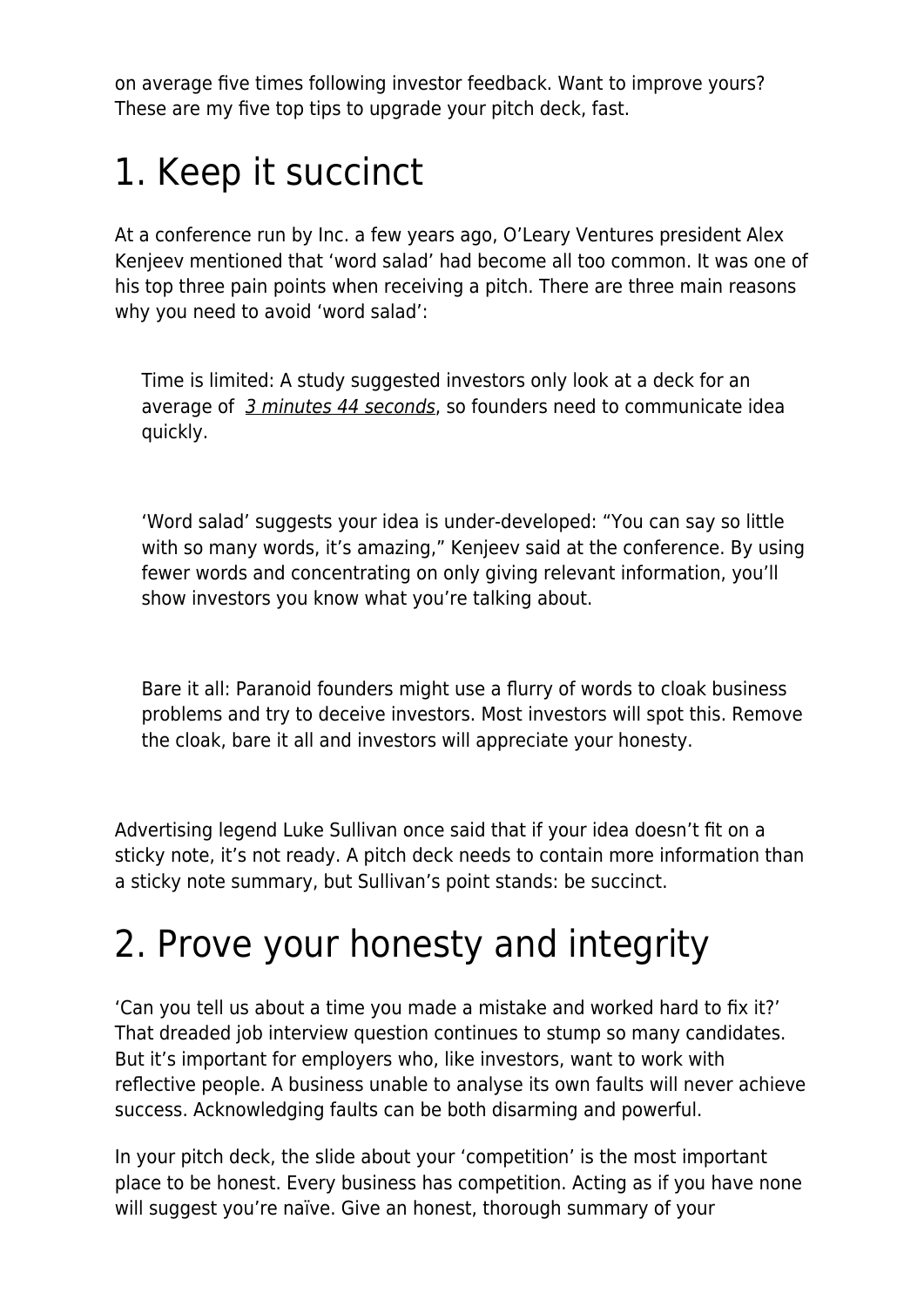on average five times following investor feedback. Want to improve yours? These are my five top tips to upgrade your pitch deck, fast.

# 1. Keep it succinct

At a conference run by Inc. a few years ago, O'Leary Ventures president Alex Kenjeev mentioned that 'word salad' had become all too common. It was one of his top three pain points when receiving a pitch. There are three main reasons why you need to avoid 'word salad':

> Time is limited: A study suggested investors only look at a deck for an average of *3 minutes 44 seconds*, so founders need to communicate idea quickly.

> 'Word salad' suggests your idea is under-developed: "You can say so little with so many words, it's amazing," Kenjeev said at the conference. By using fewer words and concentrating on only giving relevant information, you'll show investors you know what you're talking about.

> Bare it all: Paranoid founders might use a flurry of words to cloak business problems and try to deceive investors. Most investors will spot this. Remove the cloak, bare it all and investors will appreciate your honesty.

Advertising legend Luke Sullivan once said that if your idea doesn't fit on a sticky note, it's not ready. A pitch deck needs to contain more information than a sticky note summary, but Sullivan's point stands: be succinct.

# 2. Prove your honesty and integrity

'Can you tell us about a time you made a mistake and worked hard to fix it?' That dreaded job interview question continues to stump so many candidates. But it's important for employers who, like investors, want to work with reflective people. A business unable to analyse its own faults will never achieve success. Acknowledging faults can be both disarming and powerful.

In your pitch deck, the slide about your 'competition' is the most important place to be honest. Every business has competition. Acting as if you have none will suggest you're naïve. Give an honest, thorough summary of your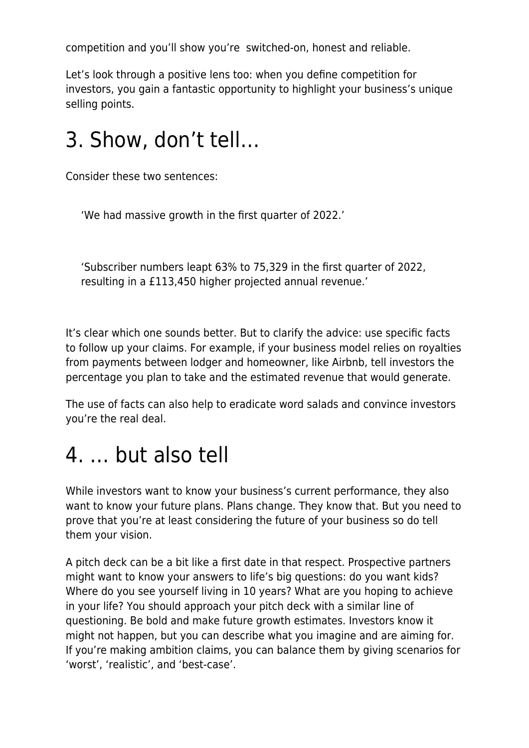competition and you'll show you're  switched-on, honest and reliable.

Let's look through a positive lens too: when you define competition for investors, you gain a fantastic opportunity to highlight your business's unique selling points.

# 3. Show, don't tell…

Consider these two sentences:

> 'We had massive growth in the first quarter of 2022.'

> 'Subscriber numbers leapt 63% to 75,329 in the first quarter of 2022, resulting in a £113,450 higher projected annual revenue.'

It's clear which one sounds better. But to clarify the advice: use specific facts to follow up your claims. For example, if your business model relies on royalties from payments between lodger and homeowner, like Airbnb, tell investors the percentage you plan to take and the estimated revenue that would generate.

The use of facts can also help to eradicate word salads and convince investors you're the real deal.

# 4. … but also tell

While investors want to know your business's current performance, they also want to know your future plans. Plans change. They know that. But you need to prove that you're at least considering the future of your business so do tell them your vision.

A pitch deck can be a bit like a first date in that respect. Prospective partners might want to know your answers to life's big questions: do you want kids? Where do you see yourself living in 10 years? What are you hoping to achieve in your life? You should approach your pitch deck with a similar line of questioning. Be bold and make future growth estimates. Investors know it might not happen, but you can describe what you imagine and are aiming for. If you're making ambition claims, you can balance them by giving scenarios for 'worst', 'realistic', and 'best-case'.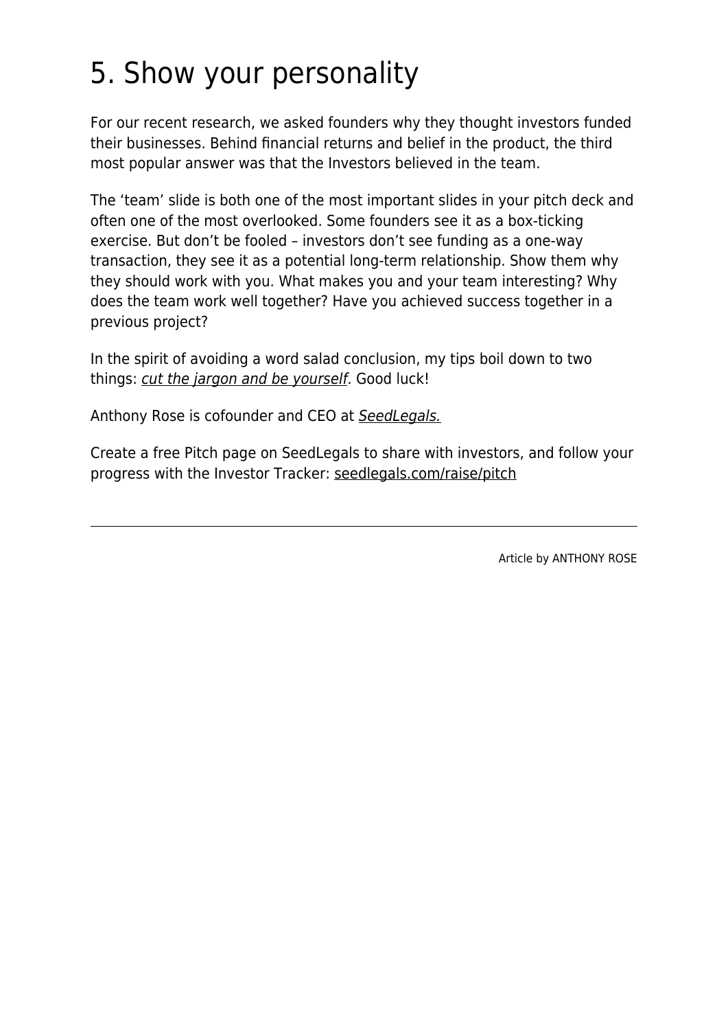# 5. Show your personality

For our recent research, we asked founders why they thought investors funded their businesses. Behind financial returns and belief in the product, the third most popular answer was that the Investors believed in the team.

The 'team' slide is both one of the most important slides in your pitch deck and often one of the most overlooked. Some founders see it as a box-ticking exercise. But don't be fooled – investors don't see funding as a one-way transaction, they see it as a potential long-term relationship. Show them why they should work with you. What makes you and your team interesting? Why does the team work well together? Have you achieved success together in a previous project?

In the spirit of avoiding a word salad conclusion, my tips boil down to two things: *cut the jargon and be yourself*. Good luck!

Anthony Rose is cofounder and CEO at *SeedLegals.*

Create a free Pitch page on SeedLegals to share with investors, and follow your progress with the Investor Tracker: seedlegals.com/raise/pitch

---

Article by ANTHONY ROSE